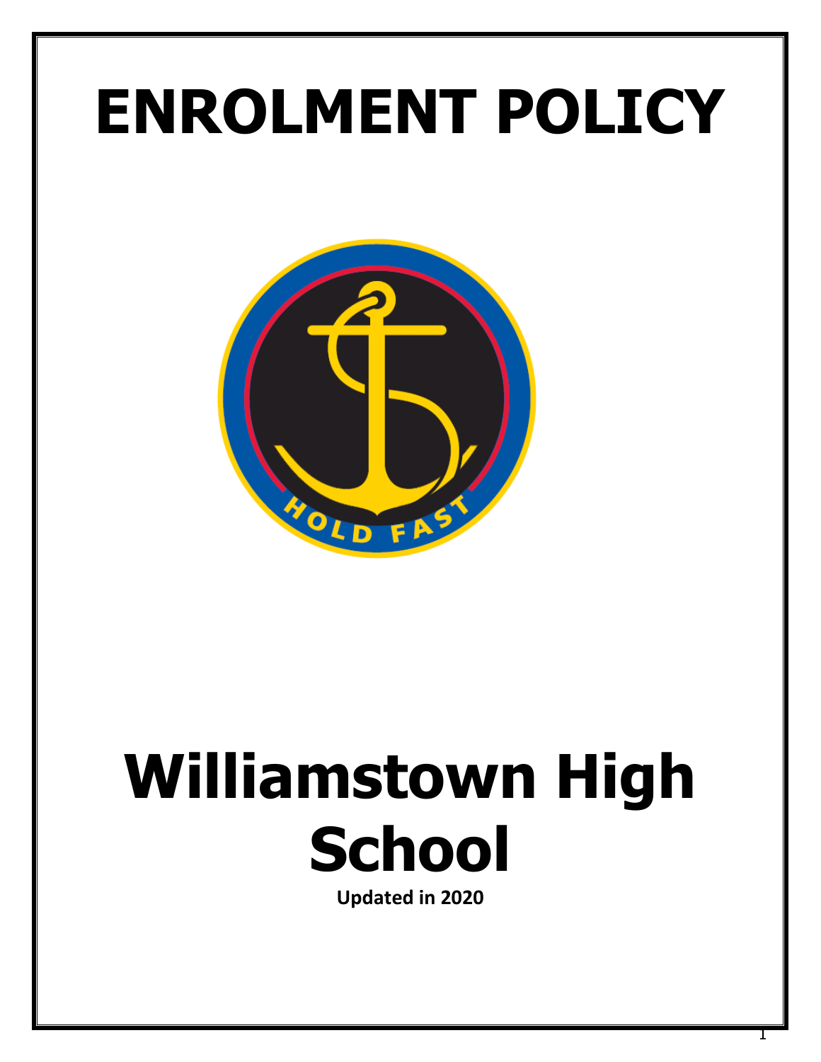# ENROLMENT POLICY

# Williamstown High School

**Updated in 2020**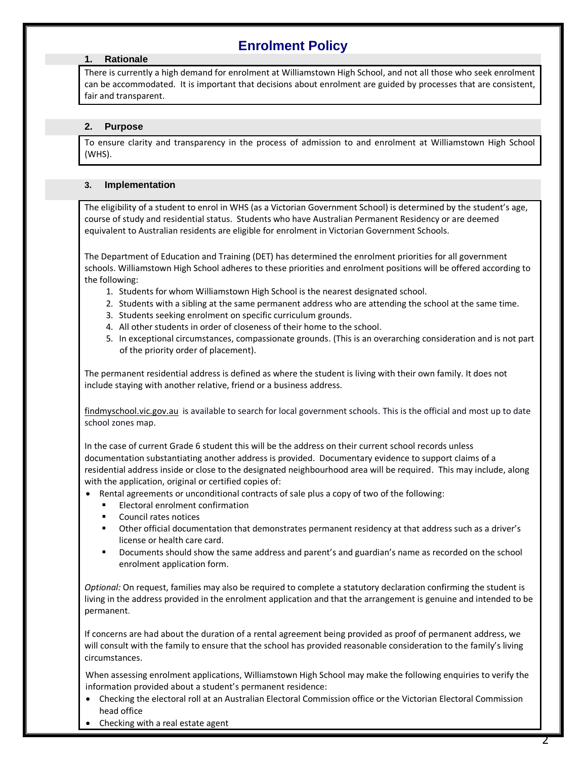# Enrolment Policy

## 1. Rationale

There is currently a high demand for enrolment at Williamstown High School, and not all those who seek enrolment can be accommodated. It is important that decisions about enrolment are guided by processes that are consistent, fair and transparent.

## 2. Purpose

To ensure clarity and transparency in the process of admission to and enrolment at Williamstown High School (WHS).

## 3. Implementation

The eligibility of a student to enrol in WHS (as a Victorian Government School) is determined by the student's age, course of study and residential status. Students who have Australian Permanent Residency or are deemed equivalent to Australian residents are eligible for enrolment in Victorian Government Schools.

The Department of Education and Training (DET) has determined the enrolment priorities for all government schools. Williamstown High School adheres to these priorities and enrolment positions will be offered according to the following:

1. Students for whom Williamstown High School is the nearest designated school.
2. Students with a sibling at the same permanent address who are attending the school at the same time.
3. Students seeking enrolment on specific curriculum grounds.
4. All other students in order of closeness of their home to the school.
5. In exceptional circumstances, compassionate grounds. (This is an overarching consideration and is not part of the priority order of placement).

The permanent residential address is defined as where the student is living with their own family. It does not include staying with another relative, friend or a business address.

findmyschool.vic.gov.au is available to search for local government schools. This is the official and most up to date school zones map.

In the case of current Grade 6 student this will be the address on their current school records unless documentation substantiating another address is provided. Documentary evidence to support claims of a residential address inside or close to the designated neighbourhood area will be required. This may include, along with the application, original or certified copies of:

- Rental agreements or unconditional contracts of sale plus a copy of two of the following:
  - Electoral enrolment confirmation
  - Council rates notices
  - Other official documentation that demonstrates permanent residency at that address such as a driver's license or health care card.
  - Documents should show the same address and parent's and guardian's name as recorded on the school enrolment application form.

*Optional:* On request, families may also be required to complete a statutory declaration confirming the student is living in the address provided in the enrolment application and that the arrangement is genuine and intended to be permanent.

If concerns are had about the duration of a rental agreement being provided as proof of permanent address, we will consult with the family to ensure that the school has provided reasonable consideration to the family's living circumstances.

When assessing enrolment applications, Williamstown High School may make the following enquiries to verify the information provided about a student's permanent residence:

- Checking the electoral roll at an Australian Electoral Commission office or the Victorian Electoral Commission head office
- Checking with a real estate agent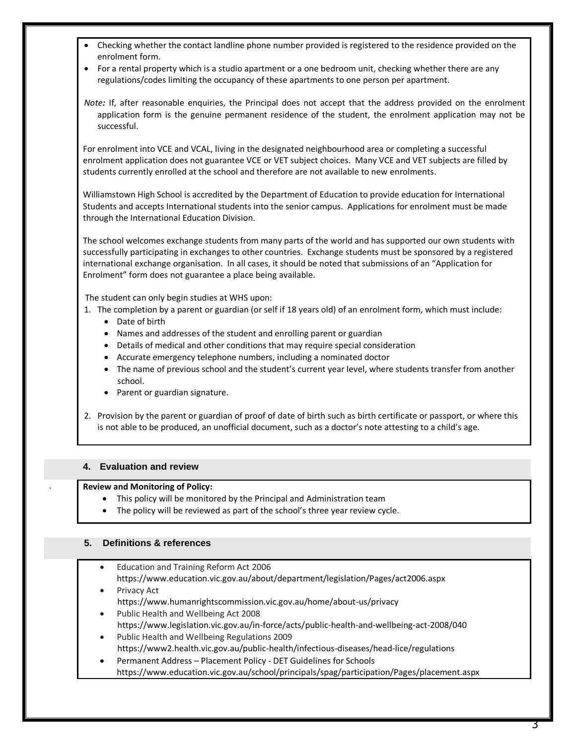- Checking whether the contact landline phone number provided is registered to the residence provided on the enrolment form.
- For a rental property which is a studio apartment or a one bedroom unit, checking whether there are any regulations/codes limiting the occupancy of these apartments to one person per apartment.

*Note:* If, after reasonable enquiries, the Principal does not accept that the address provided on the enrolment application form is the genuine permanent residence of the student, the enrolment application may not be successful.

For enrolment into VCE and VCAL, living in the designated neighbourhood area or completing a successful enrolment application does not guarantee VCE or VET subject choices. Many VCE and VET subjects are filled by students currently enrolled at the school and therefore are not available to new enrolments.

Williamstown High School is accredited by the Department of Education to provide education for International Students and accepts International students into the senior campus. Applications for enrolment must be made through the International Education Division.

The school welcomes exchange students from many parts of the world and has supported our own students with successfully participating in exchanges to other countries. Exchange students must be sponsored by a registered international exchange organisation. In all cases, it should be noted that submissions of an "Application for Enrolment" form does not guarantee a place being available.

The student can only begin studies at WHS upon:

1. The completion by a parent or guardian (or self if 18 years old) of an enrolment form, which must include:
   - Date of birth
   - Names and addresses of the student and enrolling parent or guardian
   - Details of medical and other conditions that may require special consideration
   - Accurate emergency telephone numbers, including a nominated doctor
   - The name of previous school and the student's current year level, where students transfer from another school.
   - Parent or guardian signature.
2. Provision by the parent or guardian of proof of date of birth such as birth certificate or passport, or where this is not able to be produced, an unofficial document, such as a doctor's note attesting to a child's age.

## 4. Evaluation and review

**Review and Monitoring of Policy:**

- This policy will be monitored by the Principal and Administration team
- The policy will be reviewed as part of the school's three year review cycle.

## 5. Definitions & references

- Education and Training Reform Act 2006
  https://www.education.vic.gov.au/about/department/legislation/Pages/act2006.aspx
- Privacy Act
  https://www.humanrightscommission.vic.gov.au/home/about-us/privacy
- Public Health and Wellbeing Act 2008
  https://www.legislation.vic.gov.au/in-force/acts/public-health-and-wellbeing-act-2008/040
- Public Health and Wellbeing Regulations 2009
  https://www2.health.vic.gov.au/public-health/infectious-diseases/head-lice/regulations
- Permanent Address – Placement Policy - DET Guidelines for Schools
  https://www.education.vic.gov.au/school/principals/spag/participation/Pages/placement.aspx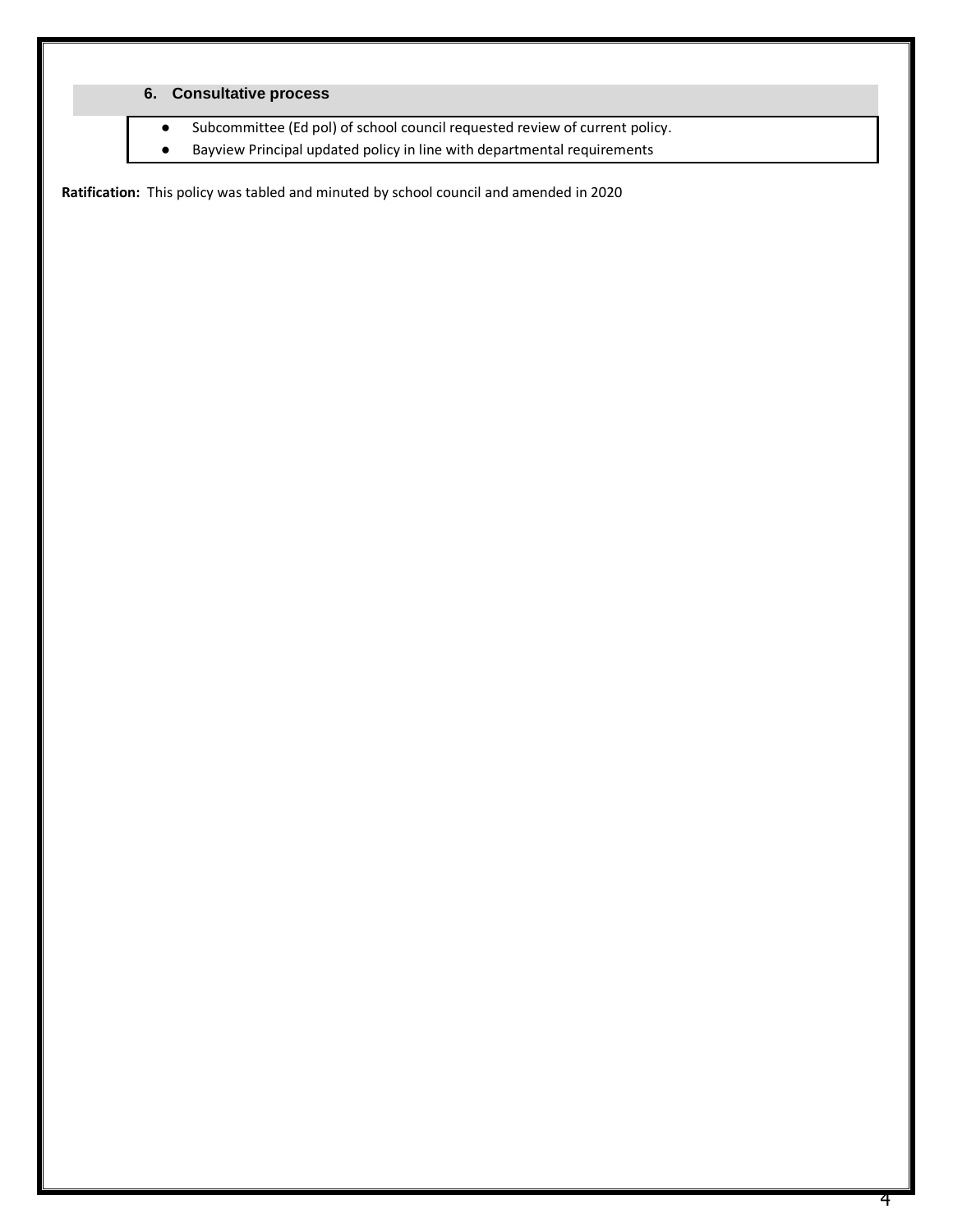## 6. Consultative process

- Subcommittee (Ed pol) of school council requested review of current policy.
- Bayview Principal updated policy in line with departmental requirements

**Ratification:** This policy was tabled and minuted by school council and amended in 2020